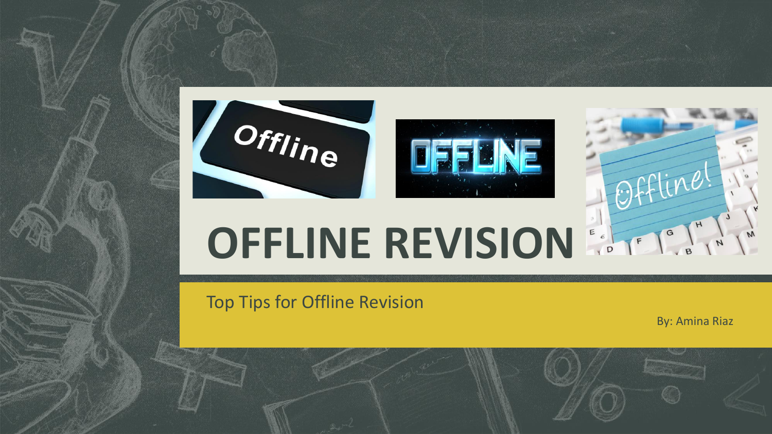# OFFLINE REVISION

Top Tips for Offline Revision

By: Amina Riaz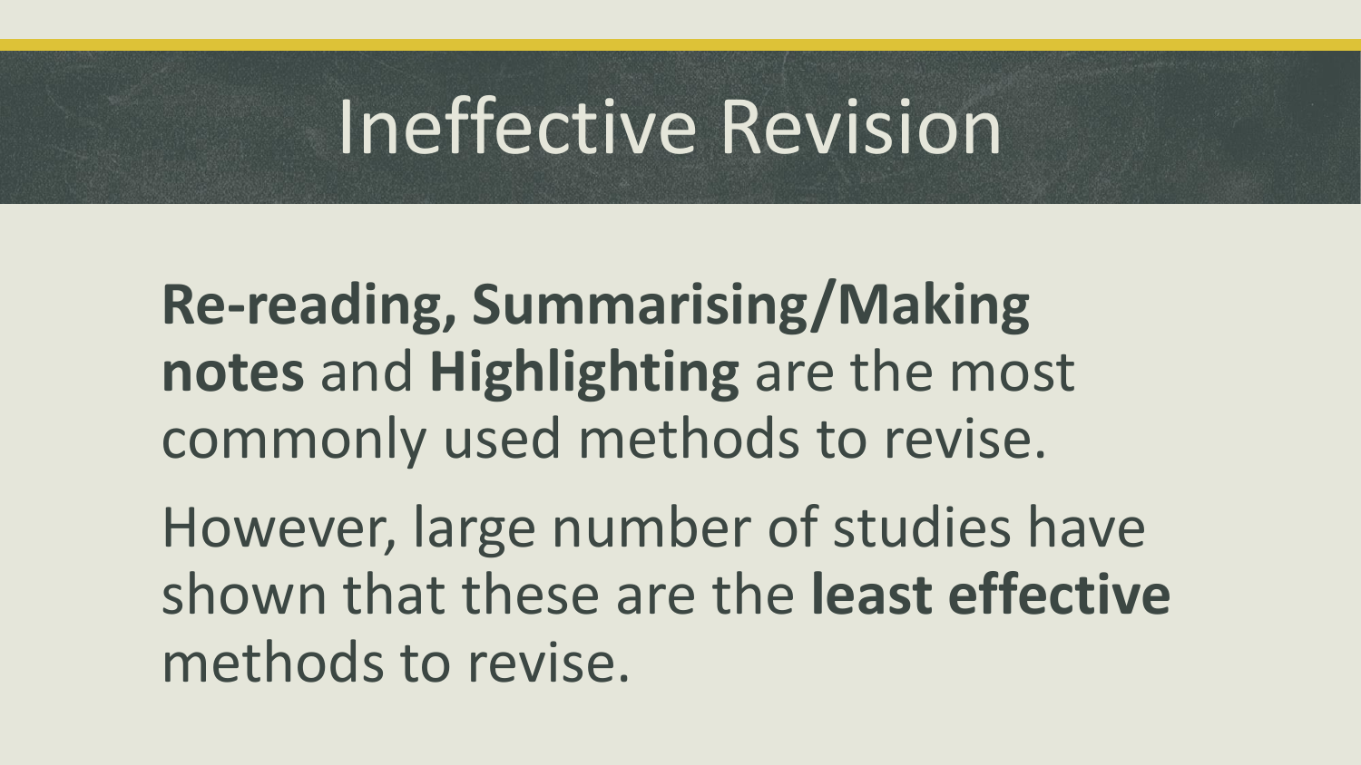# Ineffective Revision

**Re-reading, Summarising/Making notes** and **Highlighting** are the most commonly used methods to revise.

However, large number of studies have shown that these are the **least effective** methods to revise.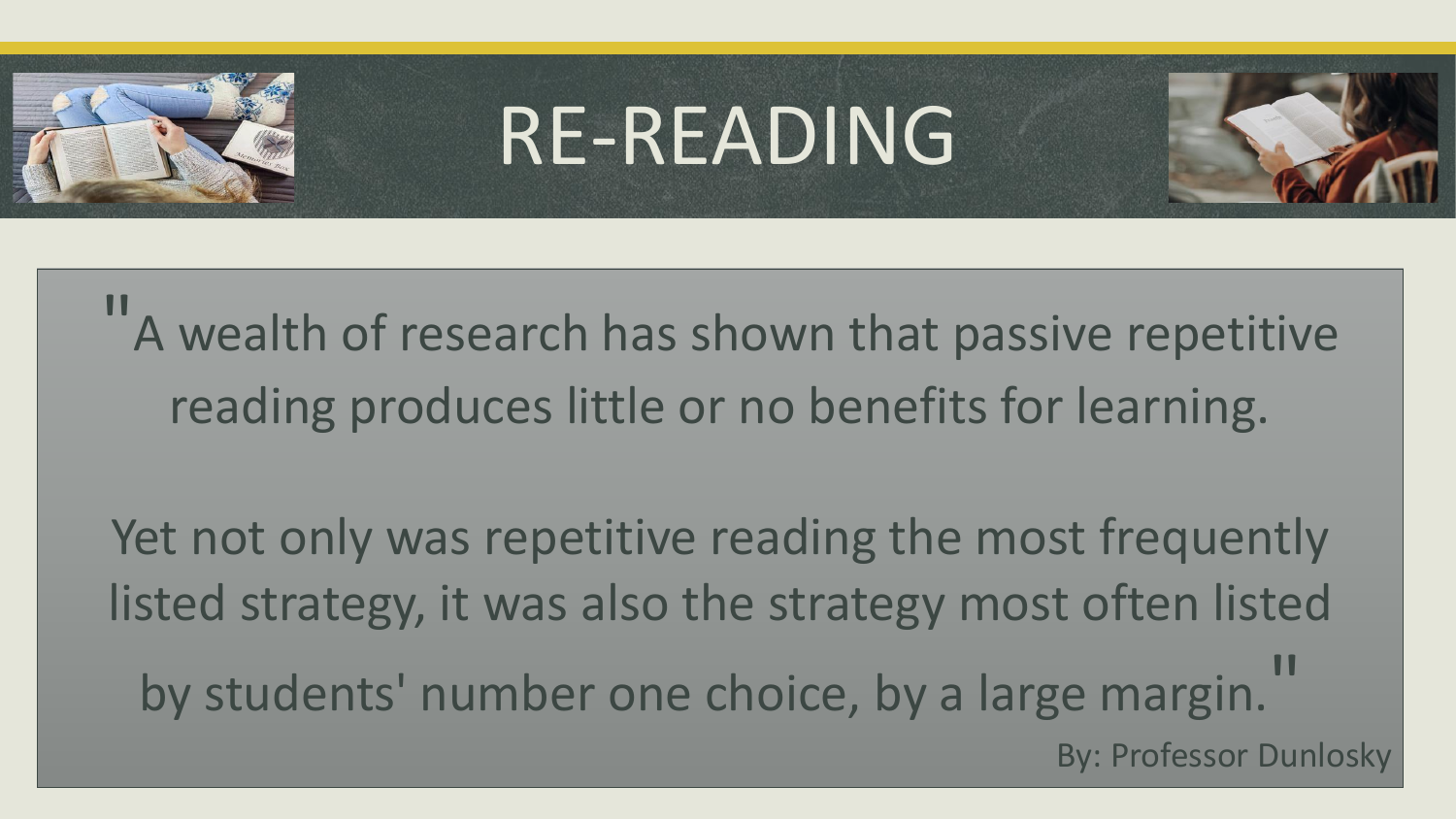# RE-READING

"A wealth of research has shown that passive repetitive reading produces little or no benefits for learning.

Yet not only was repetitive reading the most frequently listed strategy, it was also the strategy most often listed by students' number one choice, by a large margin."

By: Professor Dunlosky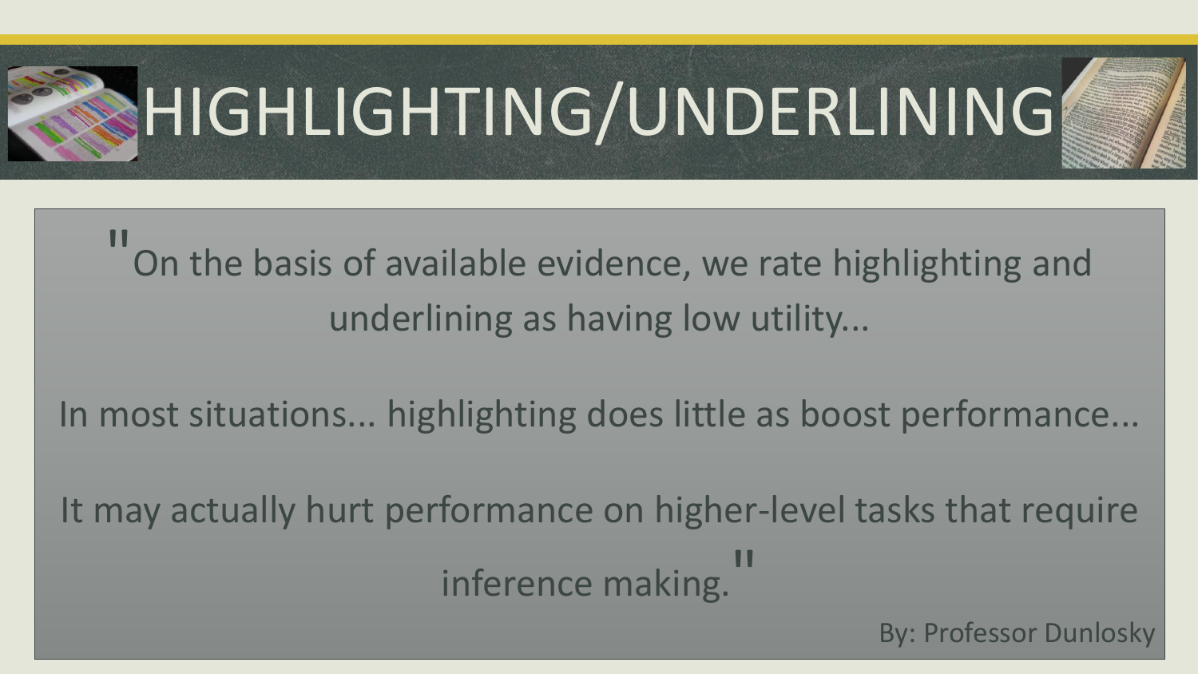# HIGHLIGHTING/UNDERLINING

"On the basis of available evidence, we rate highlighting and underlining as having low utility...

In most situations... highlighting does little as boost performance...

It may actually hurt performance on higher-level tasks that require inference making."

By: Professor Dunlosky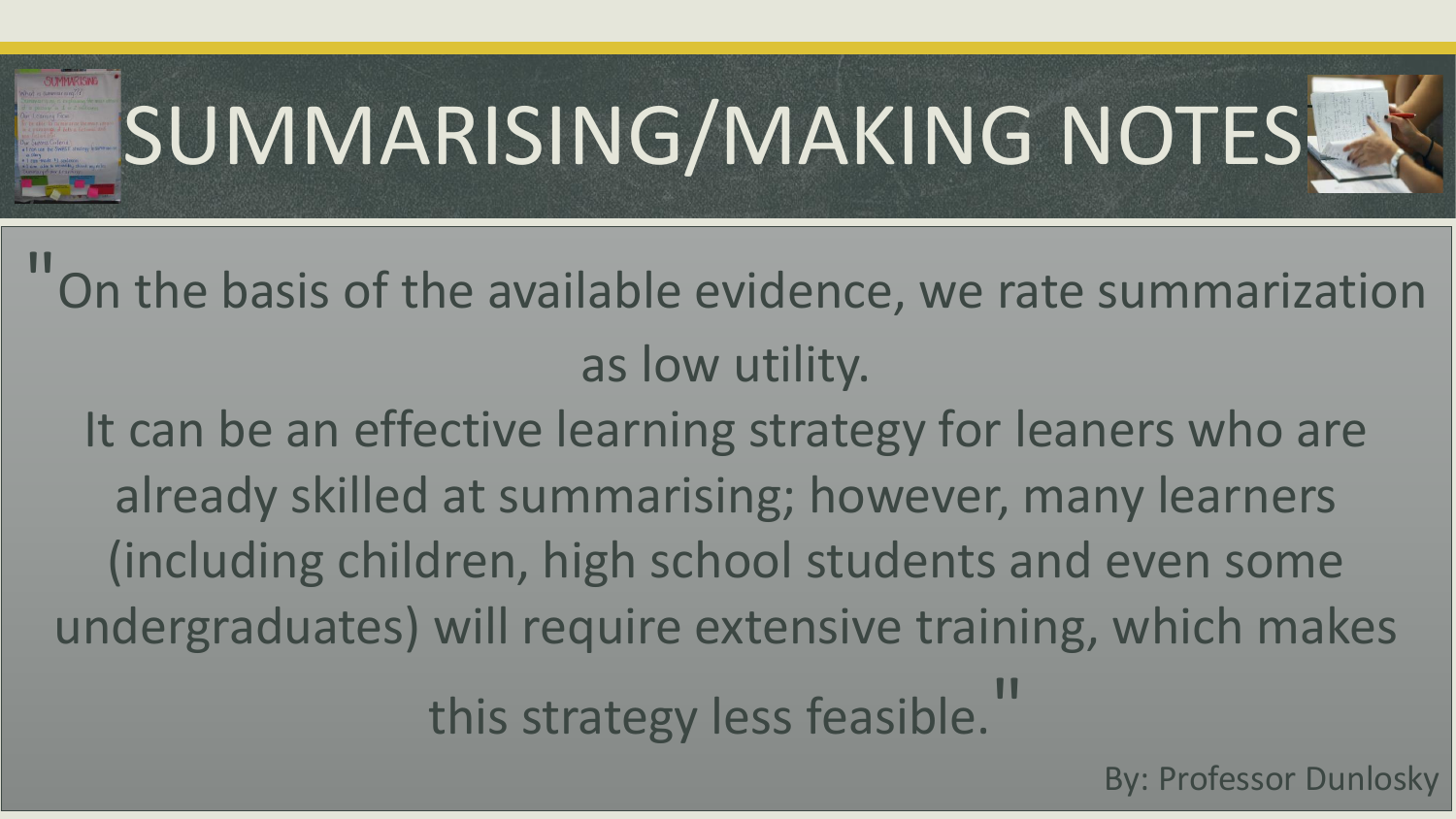# SUMMARISING/MAKING NOTES

"On the basis of the available evidence, we rate summarization as low utility.
It can be an effective learning strategy for leaners who are already skilled at summarising; however, many learners (including children, high school students and even some undergraduates) will require extensive training, which makes this strategy less feasible."

By: Professor Dunlosky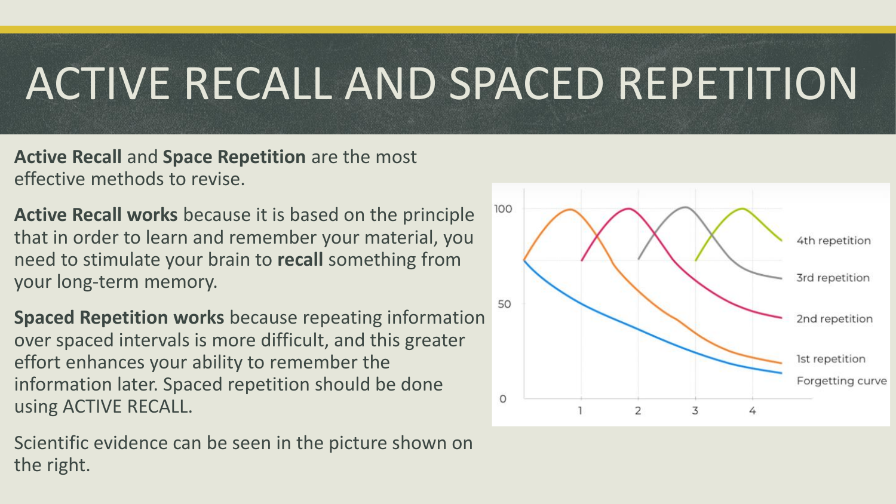# ACTIVE RECALL AND SPACED REPETITION

**Active Recall** and **Space Repetition** are the most effective methods to revise.

**Active Recall works** because it is based on the principle that in order to learn and remember your material, you need to stimulate your brain to **recall** something from your long-term memory.

**Spaced Repetition works** because repeating information over spaced intervals is more difficult, and this greater effort enhances your ability to remember the information later. Spaced repetition should be done using ACTIVE RECALL.

Scientific evidence can be seen in the picture shown on the right.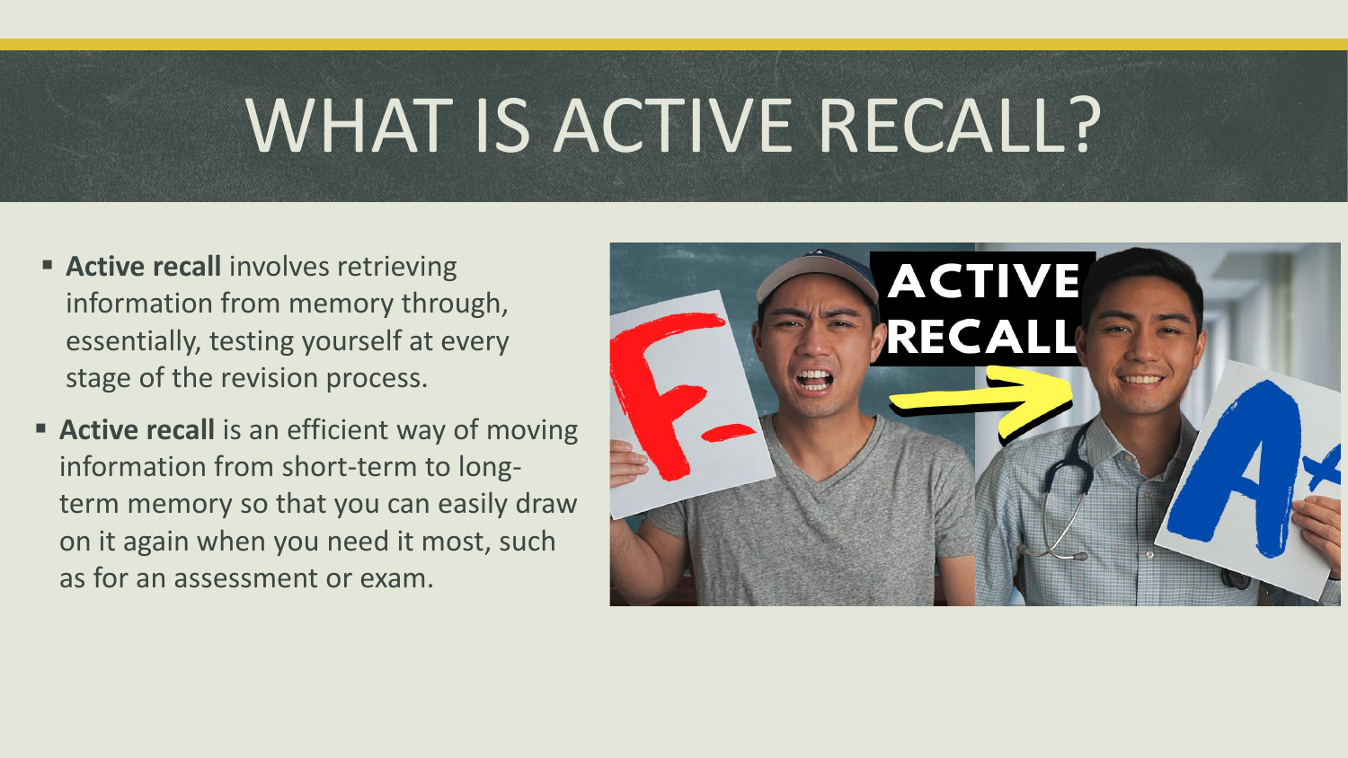# WHAT IS ACTIVE RECALL?

- **Active recall** involves retrieving information from memory through, essentially, testing yourself at every stage of the revision process.
- **Active recall** is an efficient way of moving information from short-term to long-term memory so that you can easily draw on it again when you need it most, such as for an assessment or exam.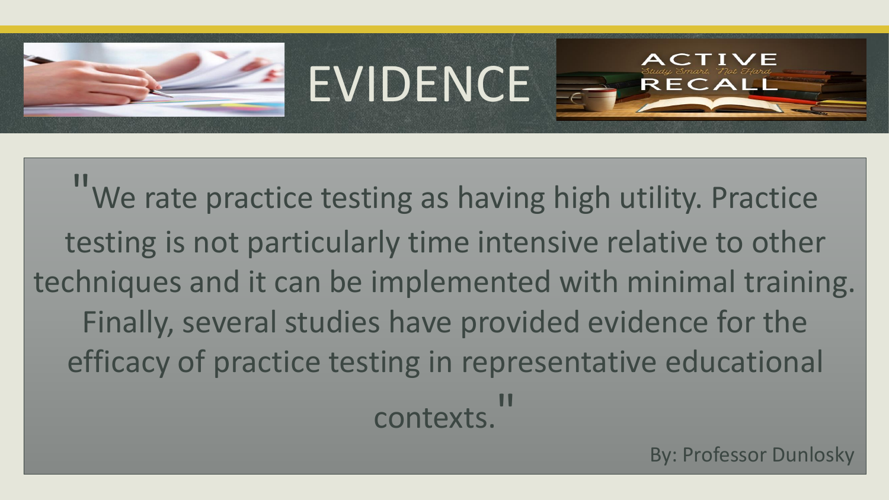# EVIDENCE

"We rate practice testing as having high utility. Practice testing is not particularly time intensive relative to other techniques and it can be implemented with minimal training. Finally, several studies have provided evidence for the efficacy of practice testing in representative educational contexts."

By: Professor Dunlosky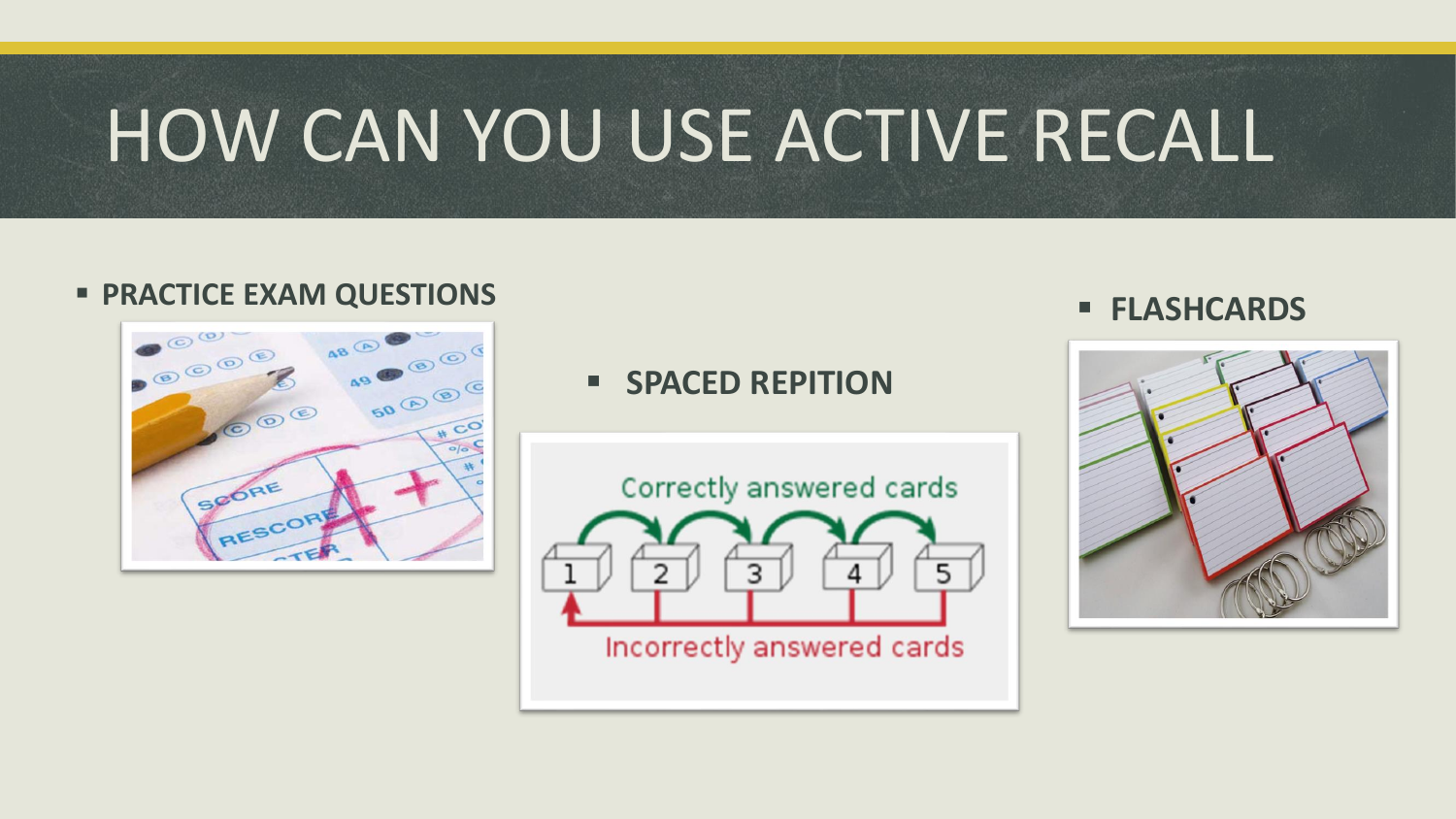# HOW CAN YOU USE ACTIVE RECALL

- **PRACTICE EXAM QUESTIONS**
- **SPACED REPITION**
- **FLASHCARDS**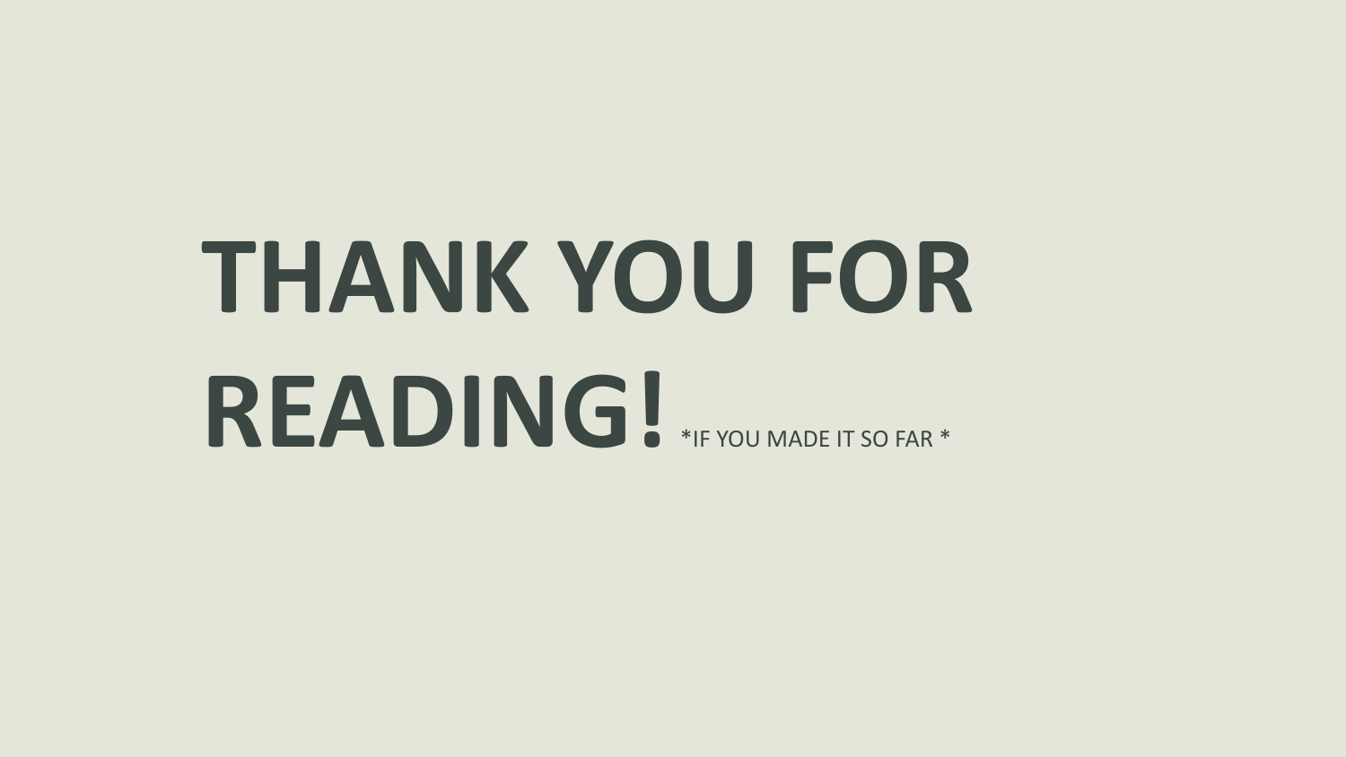# THANK YOU FOR READING! *IF YOU MADE IT SO FAR *